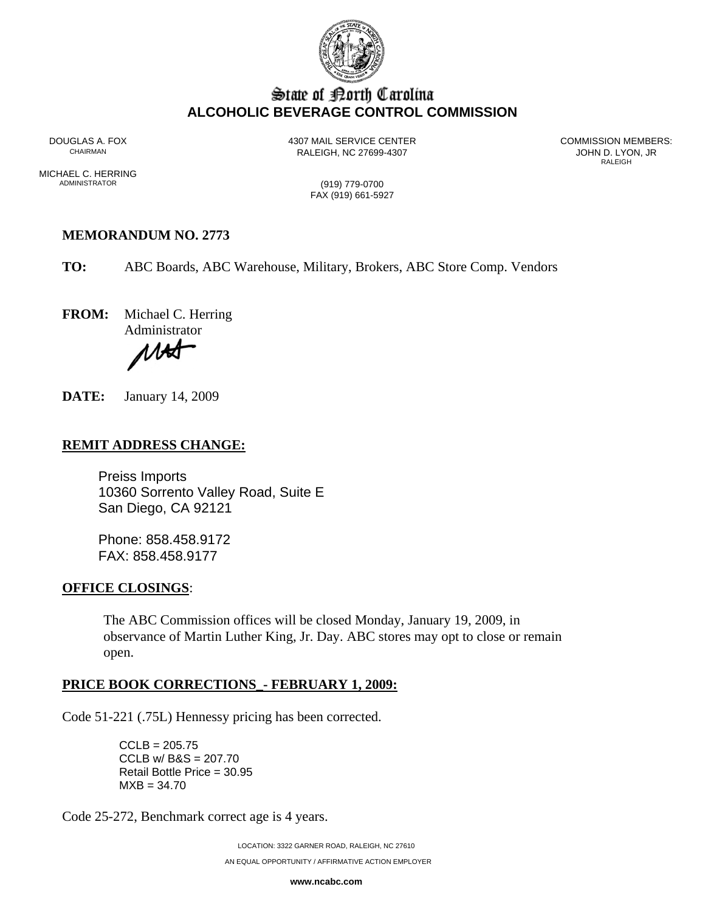# State of North Carolina
## ALCOHOLIC BEVERAGE CONTROL COMMISSION

DOUGLAS A. FOX
CHAIRMAN

MICHAEL C. HERRING
ADMINISTRATOR

4307 MAIL SERVICE CENTER
RALEIGH, NC 27699-4307

(919) 779-0700
FAX (919) 661-5927

COMMISSION MEMBERS:
JOHN D. LYON, JR
RALEIGH

**MEMORANDUM NO. 2773**

**TO:** ABC Boards, ABC Warehouse, Military, Brokers, ABC Store Comp. Vendors

**FROM:** Michael C. Herring
Administrator

**DATE:** January 14, 2009

**REMIT ADDRESS CHANGE:**

Preiss Imports
10360 Sorrento Valley Road, Suite E
San Diego, CA 92121

Phone: 858.458.9172
FAX: 858.458.9177

**OFFICE CLOSINGS**:

The ABC Commission offices will be closed Monday, January 19, 2009, in observance of Martin Luther King, Jr. Day. ABC stores may opt to close or remain open.

**PRICE BOOK CORRECTIONS_- FEBRUARY 1, 2009:**

Code 51-221 (.75L) Hennessy pricing has been corrected.

CCLB = 205.75
CCLB w/ B&S = 207.70
Retail Bottle Price = 30.95
MXB = 34.70

Code 25-272, Benchmark correct age is 4 years.

LOCATION: 3322 GARNER ROAD, RALEIGH, NC 27610

AN EQUAL OPPORTUNITY / AFFIRMATIVE ACTION EMPLOYER

**www.ncabc.com**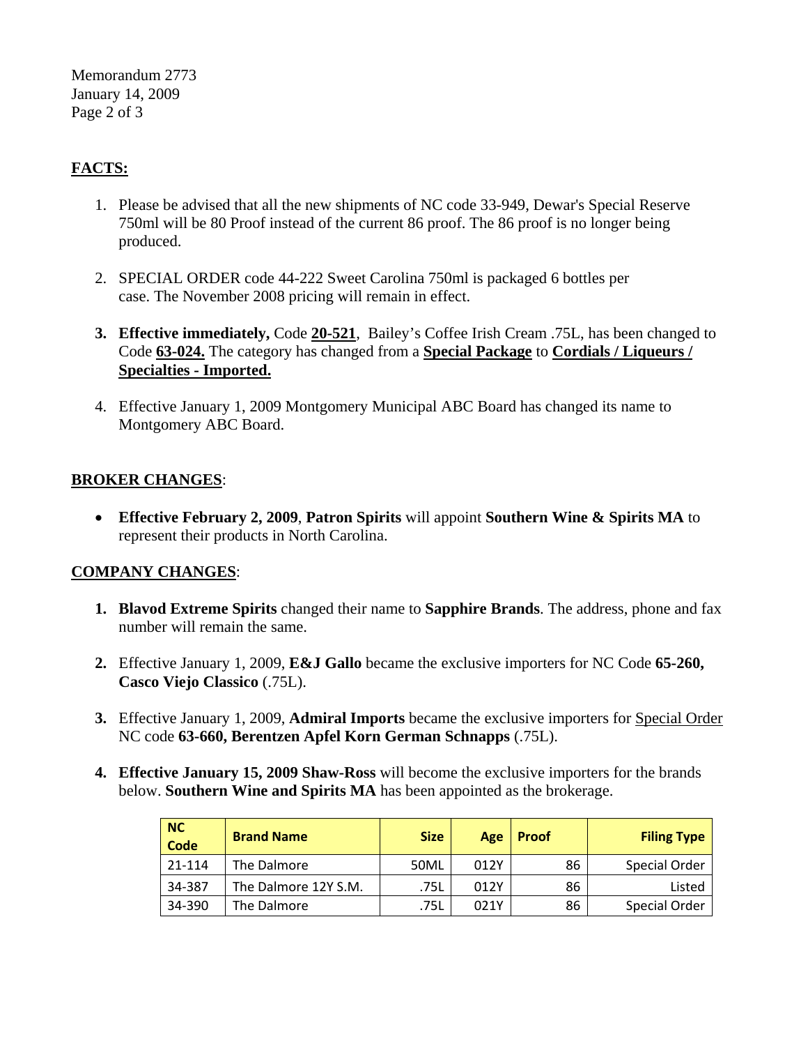## FACTS:

1. Please be advised that all the new shipments of NC code 33-949, Dewar's Special Reserve 750ml will be 80 Proof instead of the current 86 proof. The 86 proof is no longer being produced.

2. SPECIAL ORDER code 44-222 Sweet Carolina 750ml is packaged 6 bottles per case. The November 2008 pricing will remain in effect.

3. **Effective immediately,** Code **20-521**, Bailey's Coffee Irish Cream .75L, has been changed to Code **63-024.** The category has changed from a **Special Package** to **Cordials / Liqueurs / Specialties - Imported.**

4. Effective January 1, 2009 Montgomery Municipal ABC Board has changed its name to Montgomery ABC Board.

## BROKER CHANGES:

- **Effective February 2, 2009**, **Patron Spirits** will appoint **Southern Wine & Spirits MA** to represent their products in North Carolina.

## COMPANY CHANGES:

1. **Blavod Extreme Spirits** changed their name to **Sapphire Brands**. The address, phone and fax number will remain the same.

2. Effective January 1, 2009, **E&J Gallo** became the exclusive importers for NC Code **65-260, Casco Viejo Classico** (.75L).

3. Effective January 1, 2009, **Admiral Imports** became the exclusive importers for Special Order NC code **63-660, Berentzen Apfel Korn German Schnapps** (.75L).

4. **Effective January 15, 2009 Shaw-Ross** will become the exclusive importers for the brands below. **Southern Wine and Spirits MA** has been appointed as the brokerage.

| NC Code | Brand Name | Size | Age | Proof | Filing Type |
|---|---|---|---|---|---|
| 21-114 | The Dalmore | 50ML | 012Y | 86 | Special Order |
| 34-387 | The Dalmore 12Y S.M. | .75L | 012Y | 86 | Listed |
| 34-390 | The Dalmore | .75L | 021Y | 86 | Special Order |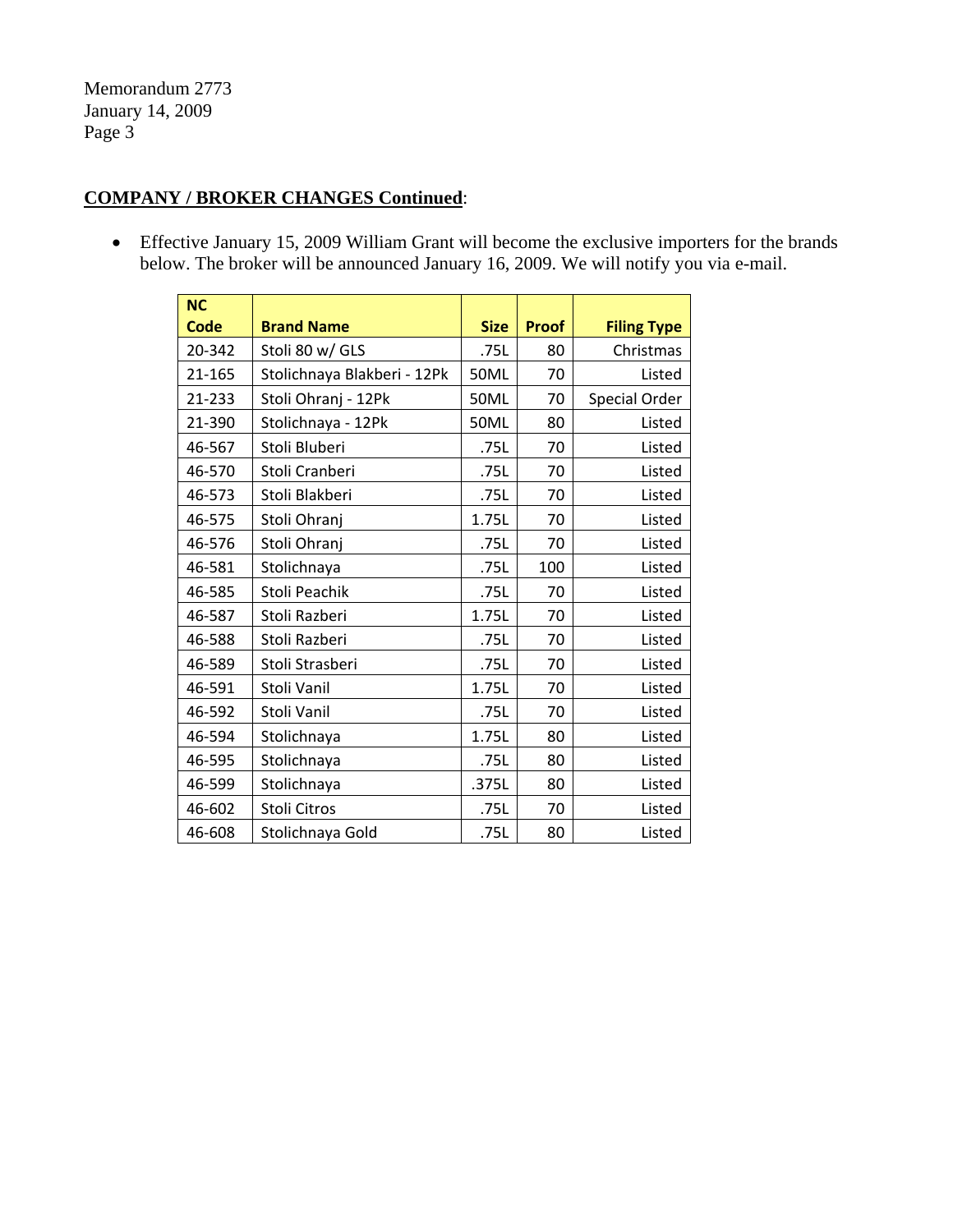Memorandum 2773
January 14, 2009
Page 3

**COMPANY / BROKER CHANGES Continued**:

- Effective January 15, 2009 William Grant will become the exclusive importers for the brands below. The broker will be announced January 16, 2009. We will notify you via e-mail.

| NC Code | Brand Name | Size | Proof | Filing Type |
|---|---|---|---|---|
| 20-342 | Stoli 80 w/ GLS | .75L | 80 | Christmas |
| 21-165 | Stolichnaya Blakberi - 12Pk | 50ML | 70 | Listed |
| 21-233 | Stoli Ohranj - 12Pk | 50ML | 70 | Special Order |
| 21-390 | Stolichnaya - 12Pk | 50ML | 80 | Listed |
| 46-567 | Stoli Bluberi | .75L | 70 | Listed |
| 46-570 | Stoli Cranberi | .75L | 70 | Listed |
| 46-573 | Stoli Blakberi | .75L | 70 | Listed |
| 46-575 | Stoli Ohranj | 1.75L | 70 | Listed |
| 46-576 | Stoli Ohranj | .75L | 70 | Listed |
| 46-581 | Stolichnaya | .75L | 100 | Listed |
| 46-585 | Stoli Peachik | .75L | 70 | Listed |
| 46-587 | Stoli Razberi | 1.75L | 70 | Listed |
| 46-588 | Stoli Razberi | .75L | 70 | Listed |
| 46-589 | Stoli Strasberi | .75L | 70 | Listed |
| 46-591 | Stoli Vanil | 1.75L | 70 | Listed |
| 46-592 | Stoli Vanil | .75L | 70 | Listed |
| 46-594 | Stolichnaya | 1.75L | 80 | Listed |
| 46-595 | Stolichnaya | .75L | 80 | Listed |
| 46-599 | Stolichnaya | .375L | 80 | Listed |
| 46-602 | Stoli Citros | .75L | 70 | Listed |
| 46-608 | Stolichnaya Gold | .75L | 80 | Listed |